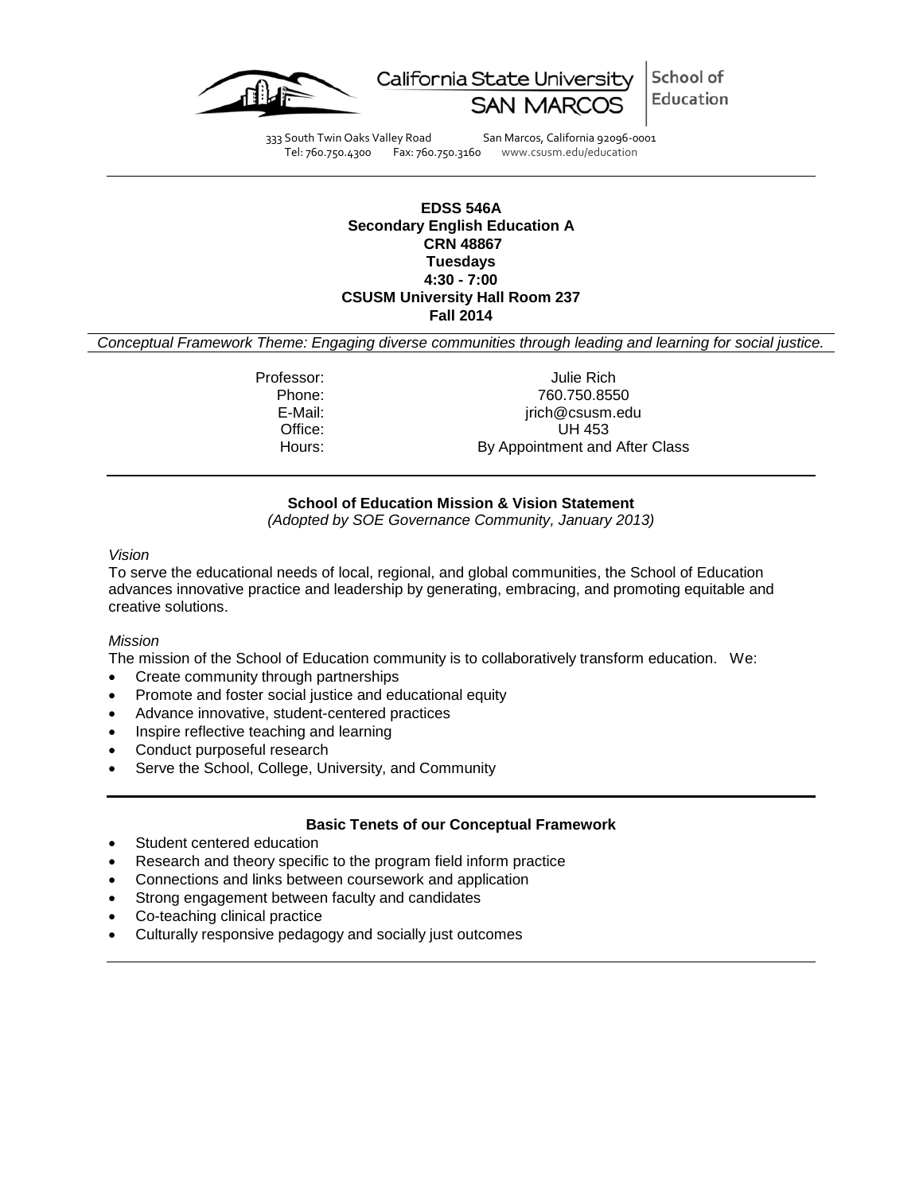California State University SAN MARCOS | School of Education

333 South Twin Oaks Valley Road San Marcos, California 92096-0001
Tel: 760.750.4300 Fax: 760.750.3160 www.csusm.edu/education

---

**EDSS 546A**
**Secondary English Education A**
**CRN 48867**
**Tuesdays**
**4:30 - 7:00**
**CSUSM University Hall Room 237**
**Fall 2014**

*Conceptual Framework Theme: Engaging diverse communities through leading and learning for social justice.*

| | |
|---|---|
| Professor: | Julie Rich |
| Phone: | 760.750.8550 |
| E-Mail: | jrich@csusm.edu |
| Office: | UH 453 |
| Hours: | By Appointment and After Class |

---

## School of Education Mission & Vision Statement

*(Adopted by SOE Governance Community, January 2013)*

*Vision*

To serve the educational needs of local, regional, and global communities, the School of Education advances innovative practice and leadership by generating, embracing, and promoting equitable and creative solutions.

*Mission*

The mission of the School of Education community is to collaboratively transform education. We:

- Create community through partnerships
- Promote and foster social justice and educational equity
- Advance innovative, student-centered practices
- Inspire reflective teaching and learning
- Conduct purposeful research
- Serve the School, College, University, and Community

---

## Basic Tenets of our Conceptual Framework

- Student centered education
- Research and theory specific to the program field inform practice
- Connections and links between coursework and application
- Strong engagement between faculty and candidates
- Co-teaching clinical practice
- Culturally responsive pedagogy and socially just outcomes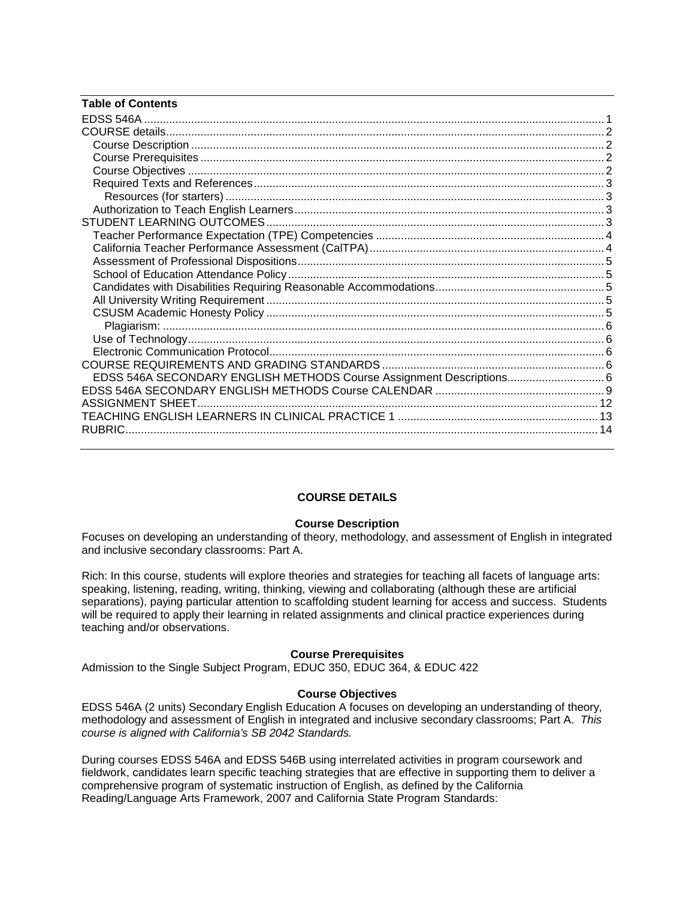**Table of Contents**

- EDSS 546A ... 1
- COURSE details ... 2
  - Course Description ... 2
  - Course Prerequisites ... 2
  - Course Objectives ... 2
  - Required Texts and References ... 3
    - Resources (for starters) ... 3
  - Authorization to Teach English Learners ... 3
- STUDENT LEARNING OUTCOMES ... 3
  - Teacher Performance Expectation (TPE) Competencies ... 4
  - California Teacher Performance Assessment (CalTPA) ... 4
  - Assessment of Professional Dispositions ... 5
  - School of Education Attendance Policy ... 5
  - Candidates with Disabilities Requiring Reasonable Accommodations ... 5
  - All University Writing Requirement ... 5
  - CSUSM Academic Honesty Policy ... 5
    - Plagiarism: ... 6
  - Use of Technology ... 6
  - Electronic Communication Protocol ... 6
- COURSE REQUIREMENTS AND GRADING STANDARDS ... 6
  - EDSS 546A SECONDARY ENGLISH METHODS Course Assignment Descriptions ... 6
- EDSS 546A SECONDARY ENGLISH METHODS Course CALENDAR ... 9
- ASSIGNMENT SHEET ... 12
- TEACHING ENGLISH LEARNERS IN CLINICAL PRACTICE 1 ... 13
- RUBRIC ... 14

## COURSE DETAILS

### Course Description

Focuses on developing an understanding of theory, methodology, and assessment of English in integrated and inclusive secondary classrooms: Part A.

Rich: In this course, students will explore theories and strategies for teaching all facets of language arts: speaking, listening, reading, writing, thinking, viewing and collaborating (although these are artificial separations), paying particular attention to scaffolding student learning for access and success. Students will be required to apply their learning in related assignments and clinical practice experiences during teaching and/or observations.

### Course Prerequisites

Admission to the Single Subject Program, EDUC 350, EDUC 364, & EDUC 422

### Course Objectives

EDSS 546A (2 units) Secondary English Education A focuses on developing an understanding of theory, methodology and assessment of English in integrated and inclusive secondary classrooms; Part A. *This course is aligned with California's SB 2042 Standards.*

During courses EDSS 546A and EDSS 546B using interrelated activities in program coursework and fieldwork, candidates learn specific teaching strategies that are effective in supporting them to deliver a comprehensive program of systematic instruction of English, as defined by the California Reading/Language Arts Framework, 2007 and California State Program Standards: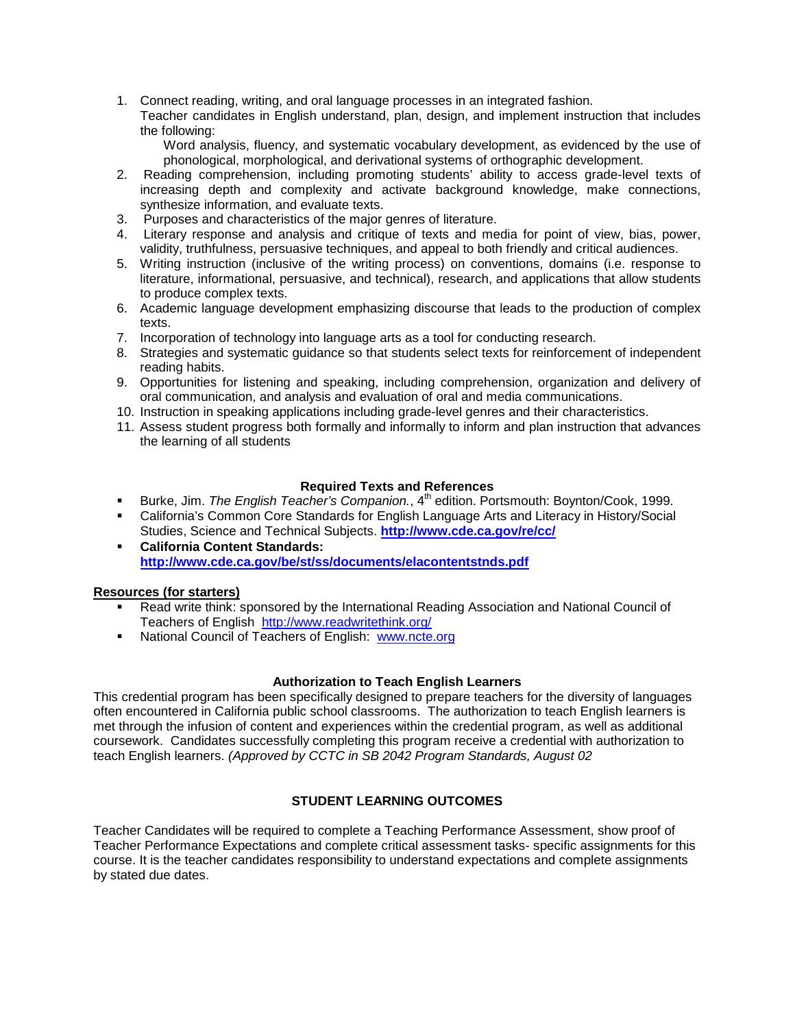1. Connect reading, writing, and oral language processes in an integrated fashion.
   Teacher candidates in English understand, plan, design, and implement instruction that includes the following:
   
   Word analysis, fluency, and systematic vocabulary development, as evidenced by the use of phonological, morphological, and derivational systems of orthographic development.
2. Reading comprehension, including promoting students' ability to access grade-level texts of increasing depth and complexity and activate background knowledge, make connections, synthesize information, and evaluate texts.
3. Purposes and characteristics of the major genres of literature.
4. Literary response and analysis and critique of texts and media for point of view, bias, power, validity, truthfulness, persuasive techniques, and appeal to both friendly and critical audiences.
5. Writing instruction (inclusive of the writing process) on conventions, domains (i.e. response to literature, informational, persuasive, and technical), research, and applications that allow students to produce complex texts.
6. Academic language development emphasizing discourse that leads to the production of complex texts.
7. Incorporation of technology into language arts as a tool for conducting research.
8. Strategies and systematic guidance so that students select texts for reinforcement of independent reading habits.
9. Opportunities for listening and speaking, including comprehension, organization and delivery of oral communication, and analysis and evaluation of oral and media communications.
10. Instruction in speaking applications including grade-level genres and their characteristics.
11. Assess student progress both formally and informally to inform and plan instruction that advances the learning of all students

**Required Texts and References**

- Burke, Jim. *The English Teacher's Companion.*, 4th edition. Portsmouth: Boynton/Cook, 1999.
- California's Common Core Standards for English Language Arts and Literacy in History/Social Studies, Science and Technical Subjects. **http://www.cde.ca.gov/re/cc/**
- **California Content Standards: http://www.cde.ca.gov/be/st/ss/documents/elacontentstnds.pdf**

**Resources (for starters)**

- Read write think: sponsored by the International Reading Association and National Council of Teachers of English http://www.readwritethink.org/
- National Council of Teachers of English: www.ncte.org

**Authorization to Teach English Learners**

This credential program has been specifically designed to prepare teachers for the diversity of languages often encountered in California public school classrooms. The authorization to teach English learners is met through the infusion of content and experiences within the credential program, as well as additional coursework. Candidates successfully completing this program receive a credential with authorization to teach English learners. *(Approved by CCTC in SB 2042 Program Standards, August 02*

**STUDENT LEARNING OUTCOMES**

Teacher Candidates will be required to complete a Teaching Performance Assessment, show proof of Teacher Performance Expectations and complete critical assessment tasks- specific assignments for this course. It is the teacher candidates responsibility to understand expectations and complete assignments by stated due dates.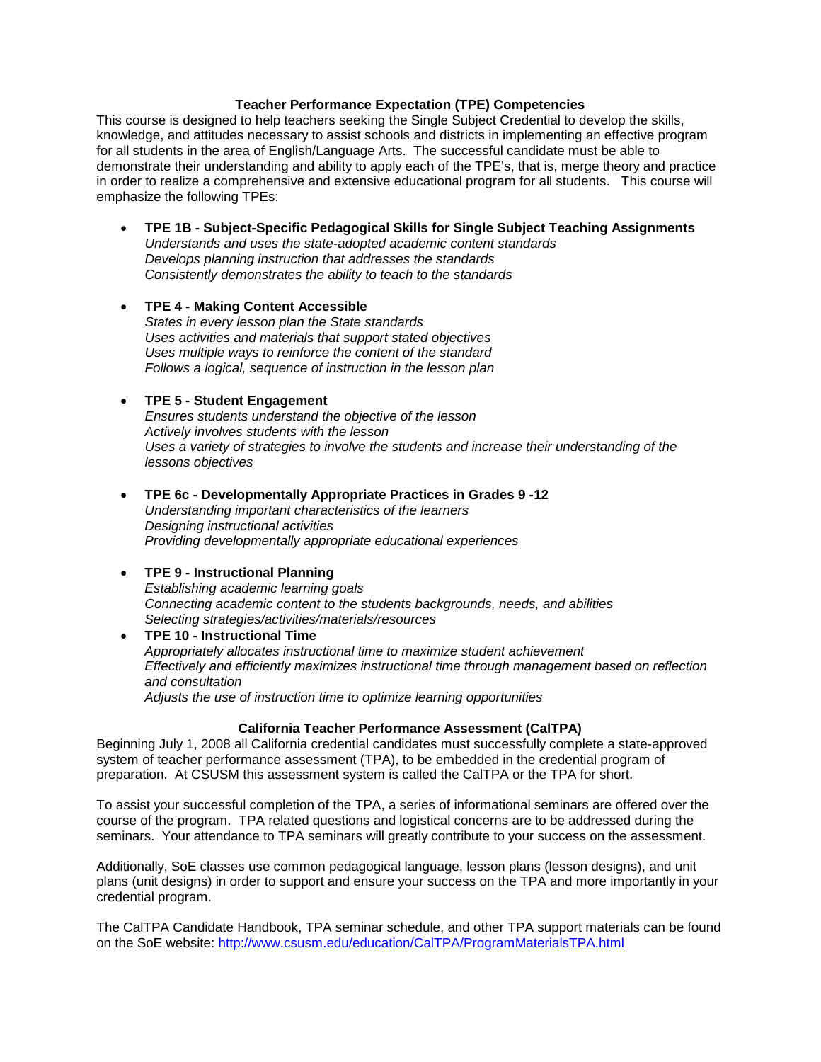## Teacher Performance Expectation (TPE) Competencies

This course is designed to help teachers seeking the Single Subject Credential to develop the skills, knowledge, and attitudes necessary to assist schools and districts in implementing an effective program for all students in the area of English/Language Arts. The successful candidate must be able to demonstrate their understanding and ability to apply each of the TPE's, that is, merge theory and practice in order to realize a comprehensive and extensive educational program for all students. This course will emphasize the following TPEs:

- **TPE 1B - Subject-Specific Pedagogical Skills for Single Subject Teaching Assignments**
  *Understands and uses the state-adopted academic content standards*
  *Develops planning instruction that addresses the standards*
  *Consistently demonstrates the ability to teach to the standards*

- **TPE 4 - Making Content Accessible**
  *States in every lesson plan the State standards*
  *Uses activities and materials that support stated objectives*
  *Uses multiple ways to reinforce the content of the standard*
  *Follows a logical, sequence of instruction in the lesson plan*

- **TPE 5 - Student Engagement**
  *Ensures students understand the objective of the lesson*
  *Actively involves students with the lesson*
  *Uses a variety of strategies to involve the students and increase their understanding of the lessons objectives*

- **TPE 6c - Developmentally Appropriate Practices in Grades 9 -12**
  *Understanding important characteristics of the learners*
  *Designing instructional activities*
  *Providing developmentally appropriate educational experiences*

- **TPE 9 - Instructional Planning**
  *Establishing academic learning goals*
  *Connecting academic content to the students backgrounds, needs, and abilities*
  *Selecting strategies/activities/materials/resources*

- **TPE 10 - Instructional Time**
  *Appropriately allocates instructional time to maximize student achievement*
  *Effectively and efficiently maximizes instructional time through management based on reflection and consultation*
  *Adjusts the use of instruction time to optimize learning opportunities*

## California Teacher Performance Assessment (CalTPA)

Beginning July 1, 2008 all California credential candidates must successfully complete a state-approved system of teacher performance assessment (TPA), to be embedded in the credential program of preparation. At CSUSM this assessment system is called the CalTPA or the TPA for short.

To assist your successful completion of the TPA, a series of informational seminars are offered over the course of the program. TPA related questions and logistical concerns are to be addressed during the seminars. Your attendance to TPA seminars will greatly contribute to your success on the assessment.

Additionally, SoE classes use common pedagogical language, lesson plans (lesson designs), and unit plans (unit designs) in order to support and ensure your success on the TPA and more importantly in your credential program.

The CalTPA Candidate Handbook, TPA seminar schedule, and other TPA support materials can be found on the SoE website: http://www.csusm.edu/education/CalTPA/ProgramMaterialsTPA.html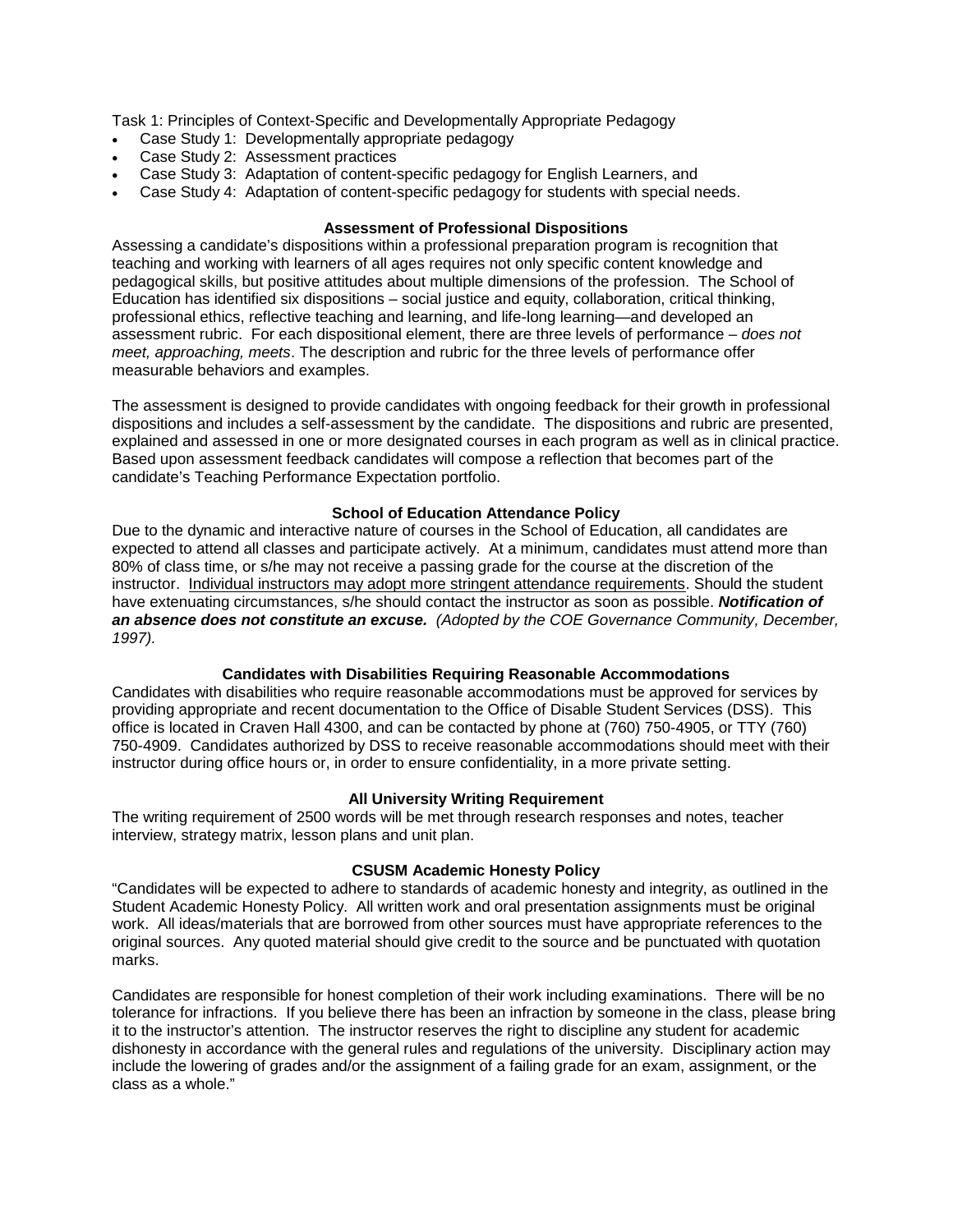Task 1: Principles of Context-Specific and Developmentally Appropriate Pedagogy

- Case Study 1: Developmentally appropriate pedagogy
- Case Study 2: Assessment practices
- Case Study 3: Adaptation of content-specific pedagogy for English Learners, and
- Case Study 4: Adaptation of content-specific pedagogy for students with special needs.

### Assessment of Professional Dispositions

Assessing a candidate's dispositions within a professional preparation program is recognition that teaching and working with learners of all ages requires not only specific content knowledge and pedagogical skills, but positive attitudes about multiple dimensions of the profession. The School of Education has identified six dispositions – social justice and equity, collaboration, critical thinking, professional ethics, reflective teaching and learning, and life-long learning—and developed an assessment rubric. For each dispositional element, there are three levels of performance – *does not meet, approaching, meets*. The description and rubric for the three levels of performance offer measurable behaviors and examples.

The assessment is designed to provide candidates with ongoing feedback for their growth in professional dispositions and includes a self-assessment by the candidate. The dispositions and rubric are presented, explained and assessed in one or more designated courses in each program as well as in clinical practice. Based upon assessment feedback candidates will compose a reflection that becomes part of the candidate's Teaching Performance Expectation portfolio.

### School of Education Attendance Policy

Due to the dynamic and interactive nature of courses in the School of Education, all candidates are expected to attend all classes and participate actively. At a minimum, candidates must attend more than 80% of class time, or s/he may not receive a passing grade for the course at the discretion of the instructor. <u>Individual instructors may adopt more stringent attendance requirements</u>. Should the student have extenuating circumstances, s/he should contact the instructor as soon as possible. ***Notification of an absence does not constitute an excuse.*** *(Adopted by the COE Governance Community, December, 1997).*

### Candidates with Disabilities Requiring Reasonable Accommodations

Candidates with disabilities who require reasonable accommodations must be approved for services by providing appropriate and recent documentation to the Office of Disable Student Services (DSS). This office is located in Craven Hall 4300, and can be contacted by phone at (760) 750-4905, or TTY (760) 750-4909. Candidates authorized by DSS to receive reasonable accommodations should meet with their instructor during office hours or, in order to ensure confidentiality, in a more private setting.

### All University Writing Requirement

The writing requirement of 2500 words will be met through research responses and notes, teacher interview, strategy matrix, lesson plans and unit plan.

### CSUSM Academic Honesty Policy

"Candidates will be expected to adhere to standards of academic honesty and integrity, as outlined in the Student Academic Honesty Policy. All written work and oral presentation assignments must be original work. All ideas/materials that are borrowed from other sources must have appropriate references to the original sources. Any quoted material should give credit to the source and be punctuated with quotation marks.

Candidates are responsible for honest completion of their work including examinations. There will be no tolerance for infractions. If you believe there has been an infraction by someone in the class, please bring it to the instructor's attention. The instructor reserves the right to discipline any student for academic dishonesty in accordance with the general rules and regulations of the university. Disciplinary action may include the lowering of grades and/or the assignment of a failing grade for an exam, assignment, or the class as a whole."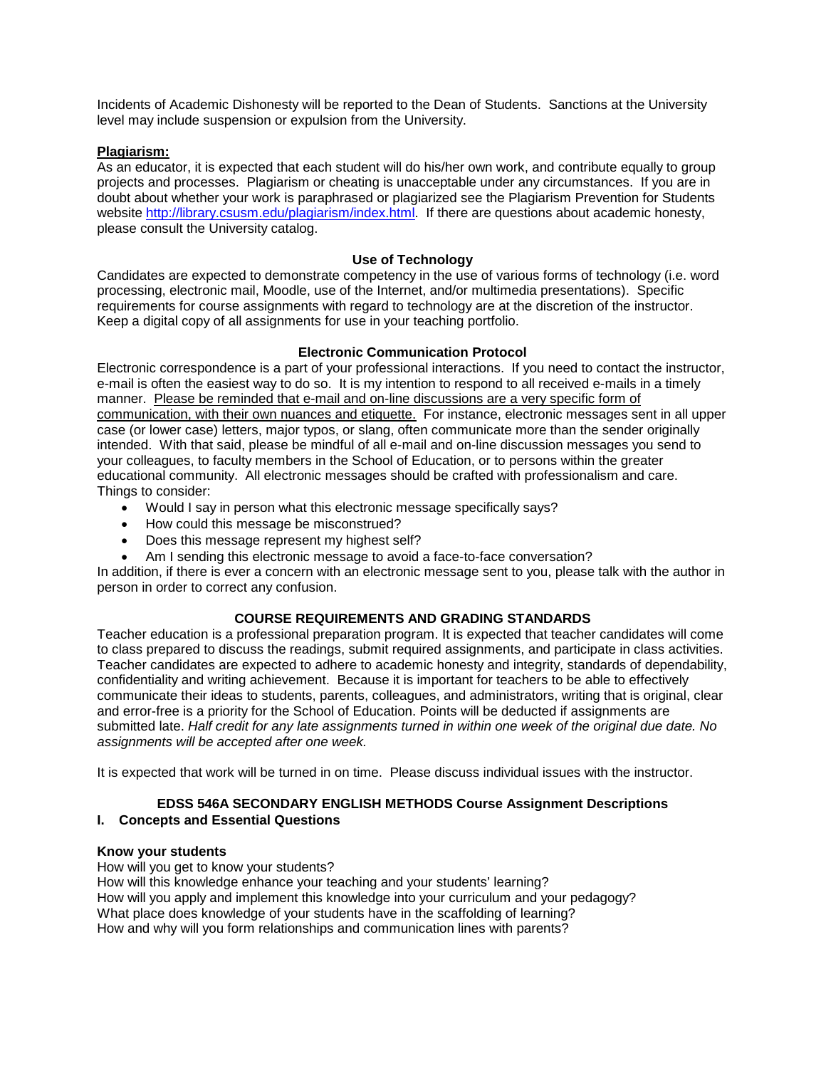Incidents of Academic Dishonesty will be reported to the Dean of Students. Sanctions at the University level may include suspension or expulsion from the University.

**Plagiarism:**

As an educator, it is expected that each student will do his/her own work, and contribute equally to group projects and processes. Plagiarism or cheating is unacceptable under any circumstances. If you are in doubt about whether your work is paraphrased or plagiarized see the Plagiarism Prevention for Students website http://library.csusm.edu/plagiarism/index.html. If there are questions about academic honesty, please consult the University catalog.

### Use of Technology

Candidates are expected to demonstrate competency in the use of various forms of technology (i.e. word processing, electronic mail, Moodle, use of the Internet, and/or multimedia presentations). Specific requirements for course assignments with regard to technology are at the discretion of the instructor. Keep a digital copy of all assignments for use in your teaching portfolio.

### Electronic Communication Protocol

Electronic correspondence is a part of your professional interactions. If you need to contact the instructor, e-mail is often the easiest way to do so. It is my intention to respond to all received e-mails in a timely manner. Please be reminded that e-mail and on-line discussions are a very specific form of communication, with their own nuances and etiquette. For instance, electronic messages sent in all upper case (or lower case) letters, major typos, or slang, often communicate more than the sender originally intended. With that said, please be mindful of all e-mail and on-line discussion messages you send to your colleagues, to faculty members in the School of Education, or to persons within the greater educational community. All electronic messages should be crafted with professionalism and care. Things to consider:

- Would I say in person what this electronic message specifically says?
- How could this message be misconstrued?
- Does this message represent my highest self?
- Am I sending this electronic message to avoid a face-to-face conversation?

In addition, if there is ever a concern with an electronic message sent to you, please talk with the author in person in order to correct any confusion.

### COURSE REQUIREMENTS AND GRADING STANDARDS

Teacher education is a professional preparation program. It is expected that teacher candidates will come to class prepared to discuss the readings, submit required assignments, and participate in class activities. Teacher candidates are expected to adhere to academic honesty and integrity, standards of dependability, confidentiality and writing achievement. Because it is important for teachers to be able to effectively communicate their ideas to students, parents, colleagues, and administrators, writing that is original, clear and error-free is a priority for the School of Education. Points will be deducted if assignments are submitted late. *Half credit for any late assignments turned in within one week of the original due date. No assignments will be accepted after one week.*

It is expected that work will be turned in on time. Please discuss individual issues with the instructor.

### EDSS 546A SECONDARY ENGLISH METHODS Course Assignment Descriptions

**I. Concepts and Essential Questions**

**Know your students**

How will you get to know your students?
How will this knowledge enhance your teaching and your students' learning?
How will you apply and implement this knowledge into your curriculum and your pedagogy?
What place does knowledge of your students have in the scaffolding of learning?
How and why will you form relationships and communication lines with parents?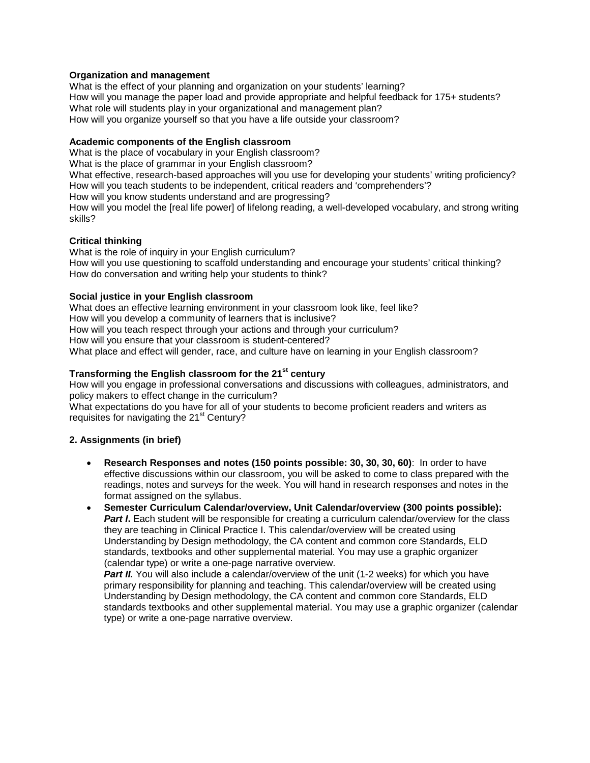**Organization and management**

What is the effect of your planning and organization on your students' learning?
How will you manage the paper load and provide appropriate and helpful feedback for 175+ students?
What role will students play in your organizational and management plan?
How will you organize yourself so that you have a life outside your classroom?

**Academic components of the English classroom**

What is the place of vocabulary in your English classroom?
What is the place of grammar in your English classroom?
What effective, research-based approaches will you use for developing your students' writing proficiency?
How will you teach students to be independent, critical readers and 'comprehenders'?
How will you know students understand and are progressing?
How will you model the [real life power] of lifelong reading, a well-developed vocabulary, and strong writing skills?

**Critical thinking**

What is the role of inquiry in your English curriculum?
How will you use questioning to scaffold understanding and encourage your students' critical thinking?
How do conversation and writing help your students to think?

**Social justice in your English classroom**

What does an effective learning environment in your classroom look like, feel like?
How will you develop a community of learners that is inclusive?
How will you teach respect through your actions and through your curriculum?
How will you ensure that your classroom is student-centered?
What place and effect will gender, race, and culture have on learning in your English classroom?

**Transforming the English classroom for the 21st century**

How will you engage in professional conversations and discussions with colleagues, administrators, and policy makers to effect change in the curriculum?
What expectations do you have for all of your students to become proficient readers and writers as requisites for navigating the 21st Century?

**2. Assignments (in brief)**

- **Research Responses and notes (150 points possible: 30, 30, 30, 60)**: In order to have effective discussions within our classroom, you will be asked to come to class prepared with the readings, notes and surveys for the week. You will hand in research responses and notes in the format assigned on the syllabus.
- **Semester Curriculum Calendar/overview, Unit Calendar/overview (300 points possible):** ***Part I*.** Each student will be responsible for creating a curriculum calendar/overview for the class they are teaching in Clinical Practice I. This calendar/overview will be created using Understanding by Design methodology, the CA content and common core Standards, ELD standards, textbooks and other supplemental material. You may use a graphic organizer (calendar type) or write a one-page narrative overview.
  ***Part II.*** You will also include a calendar/overview of the unit (1-2 weeks) for which you have primary responsibility for planning and teaching. This calendar/overview will be created using Understanding by Design methodology, the CA content and common core Standards, ELD standards textbooks and other supplemental material. You may use a graphic organizer (calendar type) or write a one-page narrative overview.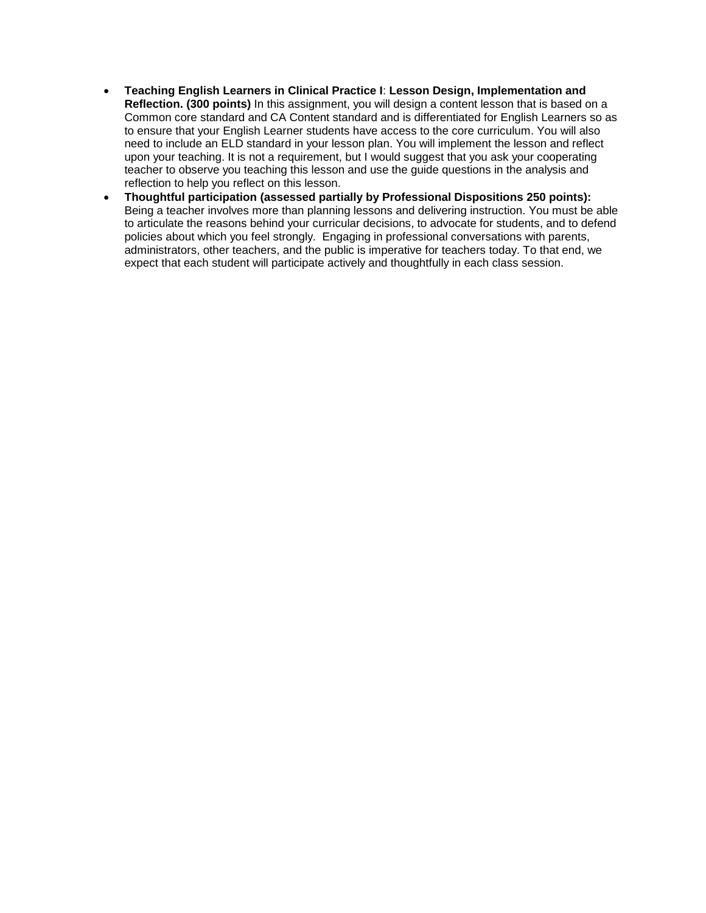- **Teaching English Learners in Clinical Practice I**: **Lesson Design, Implementation and Reflection. (300 points)** In this assignment, you will design a content lesson that is based on a Common core standard and CA Content standard and is differentiated for English Learners so as to ensure that your English Learner students have access to the core curriculum. You will also need to include an ELD standard in your lesson plan. You will implement the lesson and reflect upon your teaching. It is not a requirement, but I would suggest that you ask your cooperating teacher to observe you teaching this lesson and use the guide questions in the analysis and reflection to help you reflect on this lesson.
- **Thoughtful participation (assessed partially by Professional Dispositions 250 points):** Being a teacher involves more than planning lessons and delivering instruction. You must be able to articulate the reasons behind your curricular decisions, to advocate for students, and to defend policies about which you feel strongly. Engaging in professional conversations with parents, administrators, other teachers, and the public is imperative for teachers today. To that end, we expect that each student will participate actively and thoughtfully in each class session.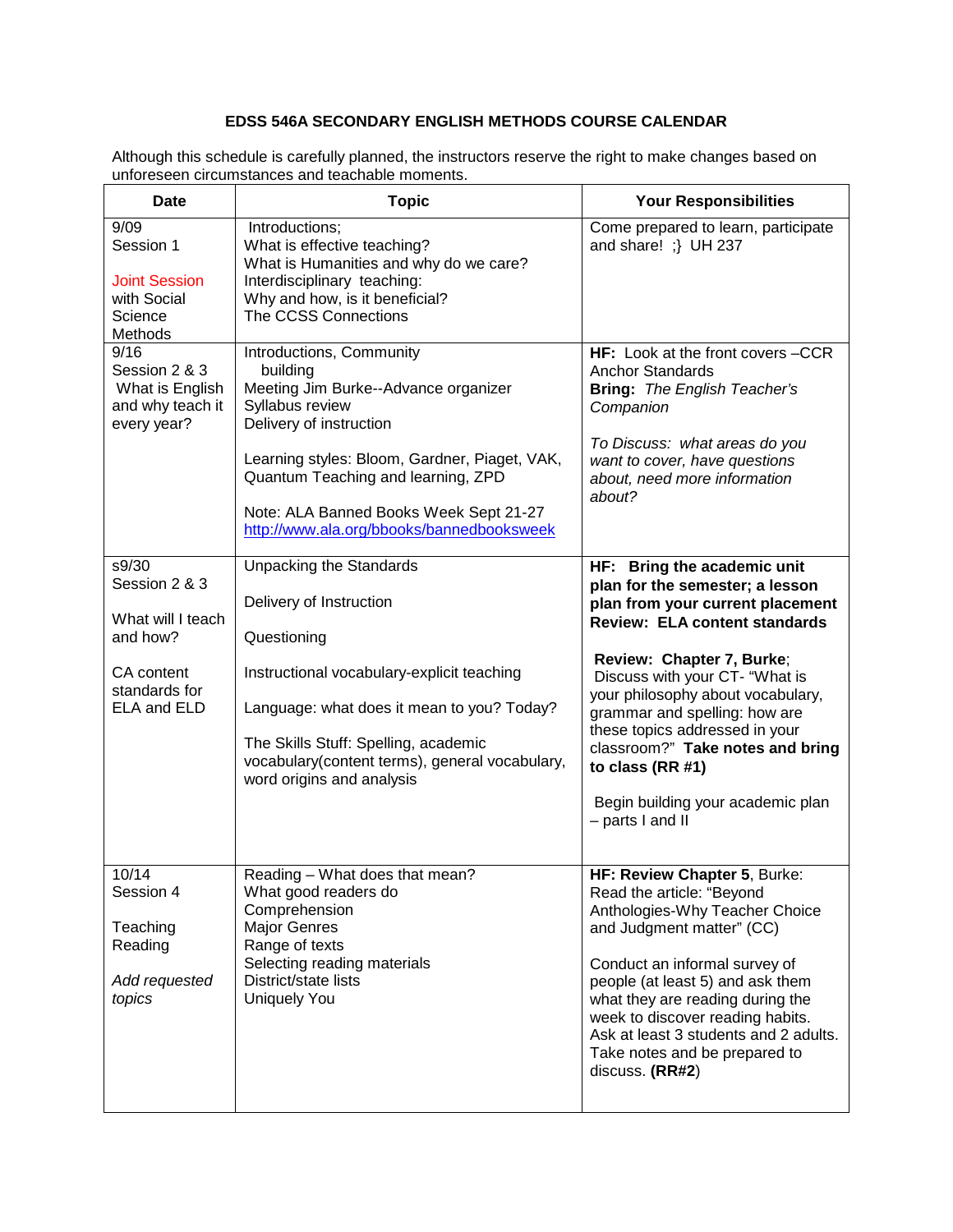# EDSS 546A SECONDARY ENGLISH METHODS COURSE CALENDAR

Although this schedule is carefully planned, the instructors reserve the right to make changes based on unforeseen circumstances and teachable moments.

| Date | Topic | Your Responsibilities |
|---|---|---|
| 9/09<br>Session 1<br><br>Joint Session with Social Science Methods | Introductions;<br>What is effective teaching?<br>What is Humanities and why do we care?<br>Interdisciplinary teaching:<br>Why and how, is it beneficial?<br>The CCSS Connections | Come prepared to learn, participate and share! ;} UH 237 |
| 9/16<br>Session 2 & 3<br>What is English and why teach it every year? | Introductions, Community building<br>Meeting Jim Burke--Advance organizer<br>Syllabus review<br>Delivery of instruction<br><br>Learning styles: Bloom, Gardner, Piaget, VAK, Quantum Teaching and learning, ZPD<br><br>Note: ALA Banned Books Week Sept 21-27 http://www.ala.org/bbooks/bannedbooksweek | **HF:** Look at the front covers –CCR Anchor Standards<br>**Bring:** *The English Teacher's Companion*<br><br>*To Discuss: what areas do you want to cover, have questions about, need more information about?* |
| s9/30<br>Session 2 & 3<br><br>What will I teach and how?<br><br>CA content standards for ELA and ELD | Unpacking the Standards<br><br>Delivery of Instruction<br><br>Questioning<br><br>Instructional vocabulary-explicit teaching<br><br>Language: what does it mean to you? Today?<br><br>The Skills Stuff: Spelling, academic vocabulary(content terms), general vocabulary, word origins and analysis | **HF: Bring the academic unit plan for the semester; a lesson plan from your current placement Review: ELA content standards**<br><br>**Review: Chapter 7, Burke**;<br>Discuss with your CT- "What is your philosophy about vocabulary, grammar and spelling: how are these topics addressed in your classroom?" **Take notes and bring to class (RR #1)**<br><br>Begin building your academic plan – parts I and II |
| 10/14<br>Session 4<br><br>Teaching Reading<br><br>*Add requested topics* | Reading – What does that mean?<br>What good readers do<br>Comprehension<br>Major Genres<br>Range of texts<br>Selecting reading materials<br>District/state lists<br>Uniquely You | **HF: Review Chapter 5**, Burke:<br>Read the article: "Beyond Anthologies-Why Teacher Choice and Judgment matter" (CC)<br><br>Conduct an informal survey of people (at least 5) and ask them what they are reading during the week to discover reading habits. Ask at least 3 students and 2 adults. Take notes and be prepared to discuss. **(RR#2**) |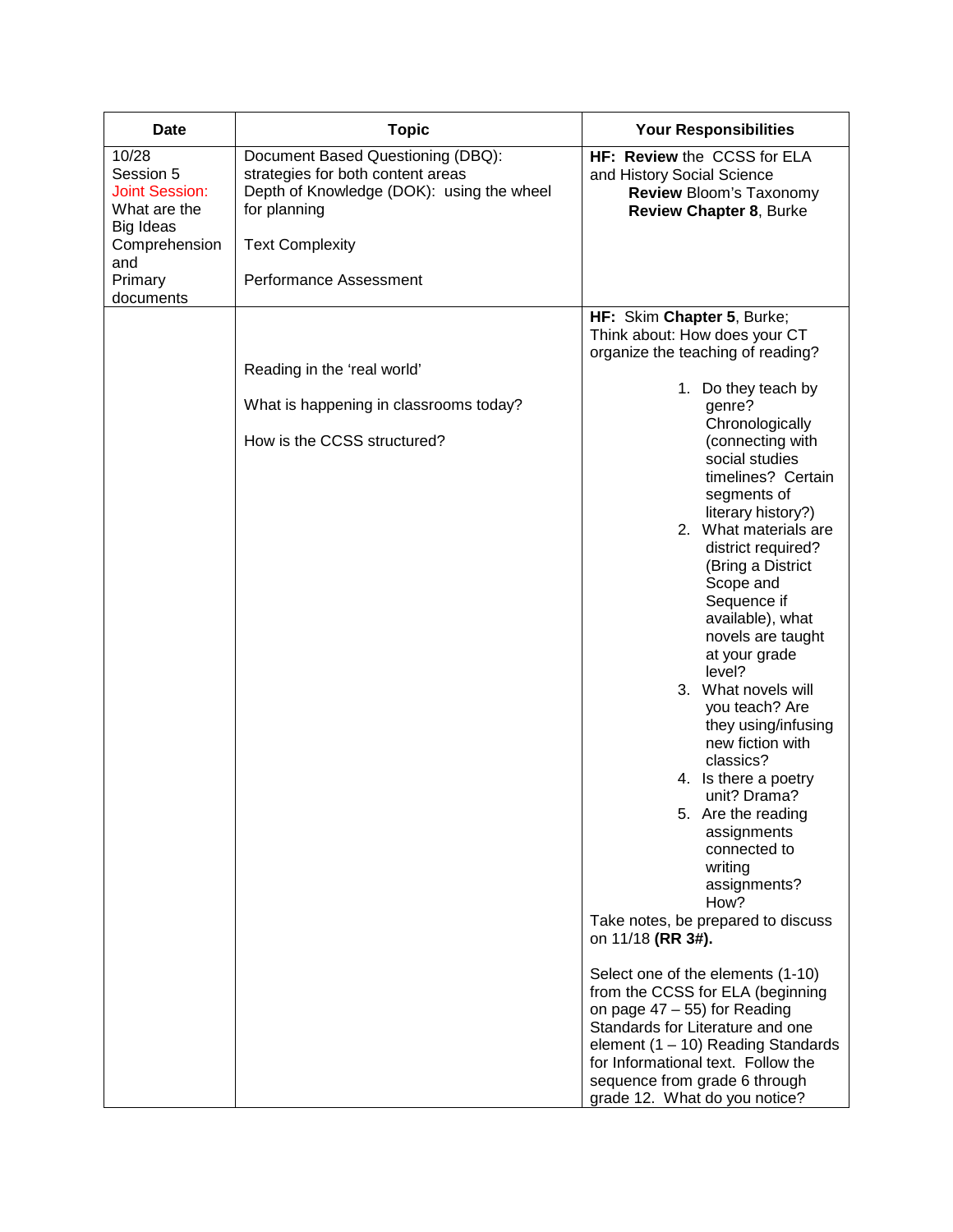| Date | Topic | Your Responsibilities |
|---|---|---|
| 10/28<br>Session 5<br>Joint Session:<br>What are the Big Ideas Comprehension and Primary documents | Document Based Questioning (DBQ): strategies for both content areas<br>Depth of Knowledge (DOK): using the wheel for planning<br><br>Text Complexity<br><br>Performance Assessment | **HF: Review** the CCSS for ELA and History Social Science<br>**Review** Bloom's Taxonomy<br>**Review Chapter 8**, Burke |
| | Reading in the 'real world'<br><br>What is happening in classrooms today?<br><br>How is the CCSS structured? | **HF:** Skim **Chapter 5**, Burke; Think about: How does your CT organize the teaching of reading?<br><br>1. Do they teach by genre? Chronologically (connecting with social studies timelines? Certain segments of literary history?)<br>2. What materials are district required? (Bring a District Scope and Sequence if available), what novels are taught at your grade level?<br>3. What novels will you teach? Are they using/infusing new fiction with classics?<br>4. Is there a poetry unit? Drama?<br>5. Are the reading assignments connected to writing assignments? How?<br><br>Take notes, be prepared to discuss on 11/18 **(RR 3#).**<br><br>Select one of the elements (1-10) from the CCSS for ELA (beginning on page 47 – 55) for Reading Standards for Literature and one element (1 – 10) Reading Standards for Informational text. Follow the sequence from grade 6 through grade 12. What do you notice? |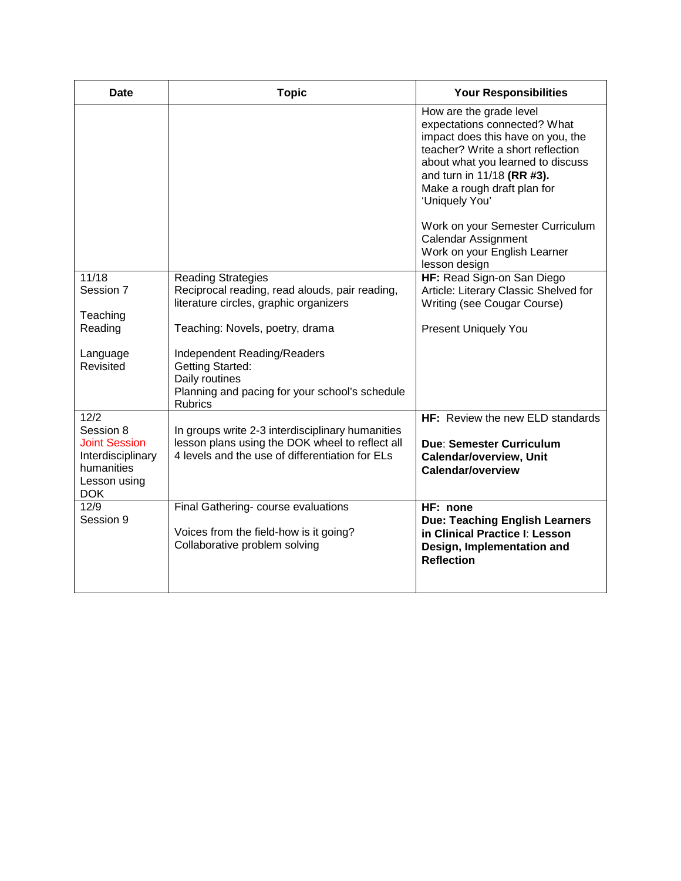| Date | Topic | Your Responsibilities |
| --- | --- | --- |
| | | How are the grade level expectations connected? What impact does this have on you, the teacher? Write a short reflection about what you learned to discuss and turn in 11/18 **(RR #3).**<br>Make a rough draft plan for 'Uniquely You'<br><br>Work on your Semester Curriculum Calendar Assignment<br>Work on your English Learner lesson design |
| 11/18<br>Session 7<br><br>Teaching Reading<br><br>Language Revisited | Reading Strategies<br>Reciprocal reading, read alouds, pair reading, literature circles, graphic organizers<br><br>Teaching: Novels, poetry, drama<br><br>Independent Reading/Readers<br>Getting Started:<br>Daily routines<br>Planning and pacing for your school's schedule<br>Rubrics | **HF:** Read Sign-on San Diego Article: Literary Classic Shelved for Writing (see Cougar Course)<br><br>Present Uniquely You |
| 12/2<br>Session 8<br>Joint Session<br>Interdisciplinary humanities Lesson using DOK | In groups write 2-3 interdisciplinary humanities lesson plans using the DOK wheel to reflect all 4 levels and the use of differentiation for ELs | **HF:** Review the new ELD standards<br><br>**Due**: **Semester Curriculum Calendar/overview, Unit Calendar/overview** |
| 12/9<br>Session 9 | Final Gathering- course evaluations<br><br>Voices from the field-how is it going?<br>Collaborative problem solving | **HF: none**<br>**Due: Teaching English Learners in Clinical Practice I**: **Lesson Design, Implementation and Reflection** |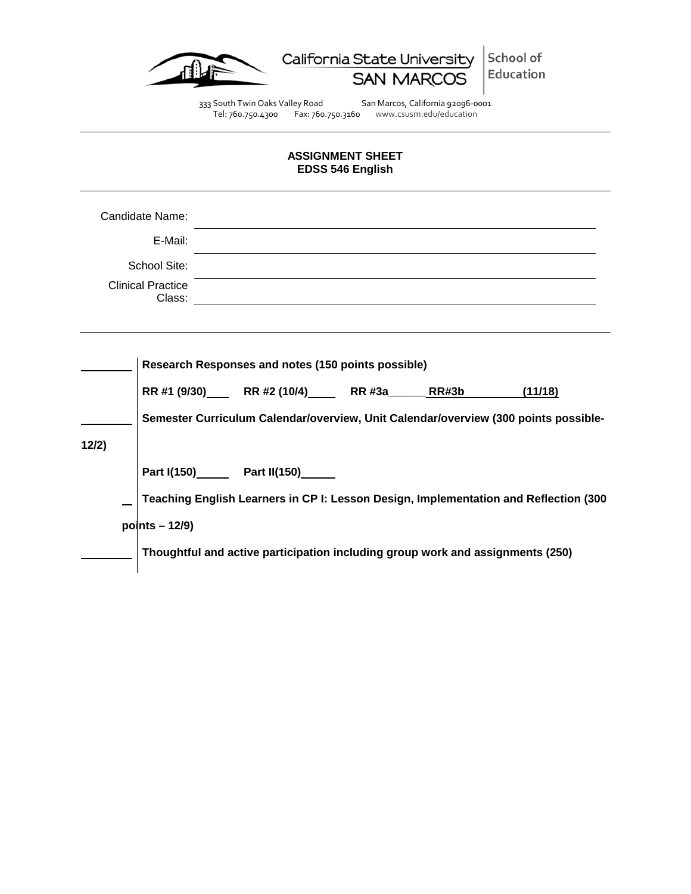California State University SAN MARCOS | School of Education

333 South Twin Oaks Valley Road San Marcos, California 92096-0001
Tel: 760.750.4300 Fax: 760.750.3160 www.csusm.edu/education

---

**ASSIGNMENT SHEET**
**EDSS 546 English**

---

Candidate Name: ______________________________

E-Mail: ______________________________

School Site: ______________________________

Clinical Practice Class: ______________________________

---

________ **Research Responses and notes (150 points possible)**

**RR #1 (9/30)\_\_\_\_ RR #2 (10/4)\_\_\_\_\_ RR #3a\_\_\_\_\_\_ RR#3b \_\_\_\_\_\_\_\_\_\_ (11/18)**

________ **Semester Curriculum Calendar/overview, Unit Calendar/overview (300 points possible-12/2)**

**Part I(150)\_\_\_\_\_\_ Part II(150)\_\_\_\_\_\_**

\_ **Teaching English Learners in CP I: Lesson Design, Implementation and Reflection (300 points – 12/9)**

________ **Thoughtful and active participation including group work and assignments (250)**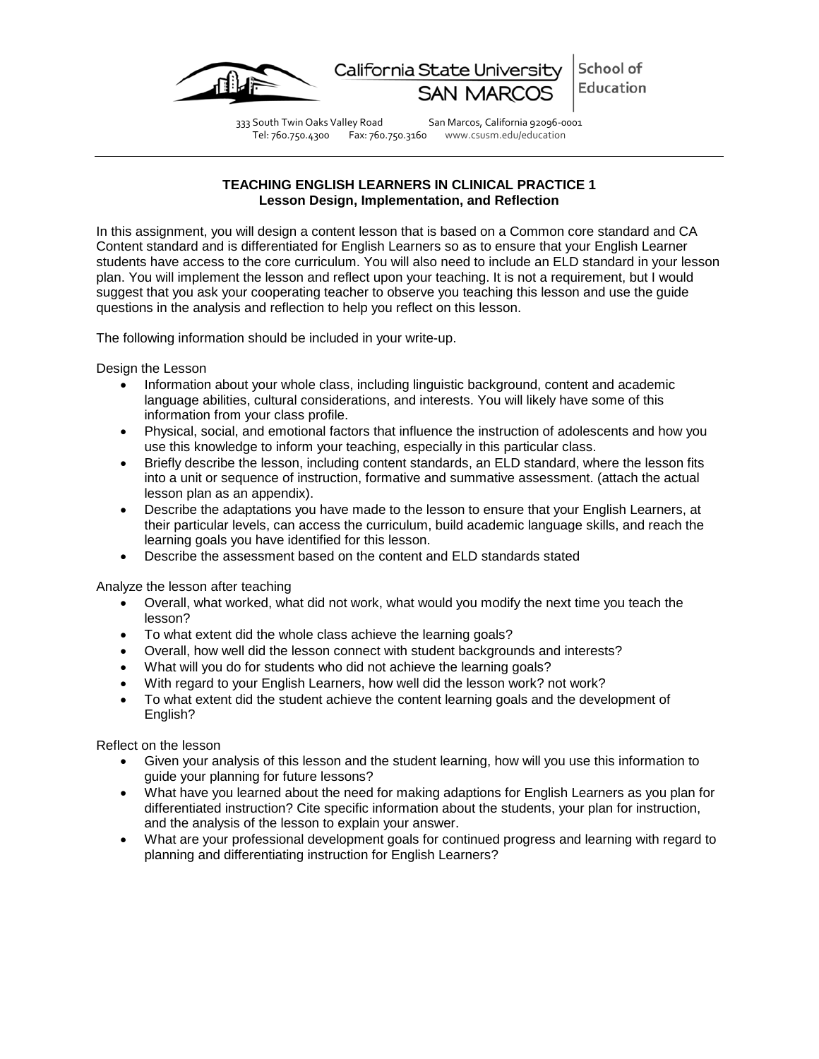California State University SAN MARCOS | School of Education

333 South Twin Oaks Valley Road San Marcos, California 92096-0001
Tel: 760.750.4300 Fax: 760.750.3160 www.csusm.edu/education

---

**TEACHING ENGLISH LEARNERS IN CLINICAL PRACTICE 1**
**Lesson Design, Implementation, and Reflection**

In this assignment, you will design a content lesson that is based on a Common core standard and CA Content standard and is differentiated for English Learners so as to ensure that your English Learner students have access to the core curriculum. You will also need to include an ELD standard in your lesson plan. You will implement the lesson and reflect upon your teaching. It is not a requirement, but I would suggest that you ask your cooperating teacher to observe you teaching this lesson and use the guide questions in the analysis and reflection to help you reflect on this lesson.

The following information should be included in your write-up.

Design the Lesson

- Information about your whole class, including linguistic background, content and academic language abilities, cultural considerations, and interests. You will likely have some of this information from your class profile.
- Physical, social, and emotional factors that influence the instruction of adolescents and how you use this knowledge to inform your teaching, especially in this particular class.
- Briefly describe the lesson, including content standards, an ELD standard, where the lesson fits into a unit or sequence of instruction, formative and summative assessment. (attach the actual lesson plan as an appendix).
- Describe the adaptations you have made to the lesson to ensure that your English Learners, at their particular levels, can access the curriculum, build academic language skills, and reach the learning goals you have identified for this lesson.
- Describe the assessment based on the content and ELD standards stated

Analyze the lesson after teaching

- Overall, what worked, what did not work, what would you modify the next time you teach the lesson?
- To what extent did the whole class achieve the learning goals?
- Overall, how well did the lesson connect with student backgrounds and interests?
- What will you do for students who did not achieve the learning goals?
- With regard to your English Learners, how well did the lesson work? not work?
- To what extent did the student achieve the content learning goals and the development of English?

Reflect on the lesson

- Given your analysis of this lesson and the student learning, how will you use this information to guide your planning for future lessons?
- What have you learned about the need for making adaptions for English Learners as you plan for differentiated instruction? Cite specific information about the students, your plan for instruction, and the analysis of the lesson to explain your answer.
- What are your professional development goals for continued progress and learning with regard to planning and differentiating instruction for English Learners?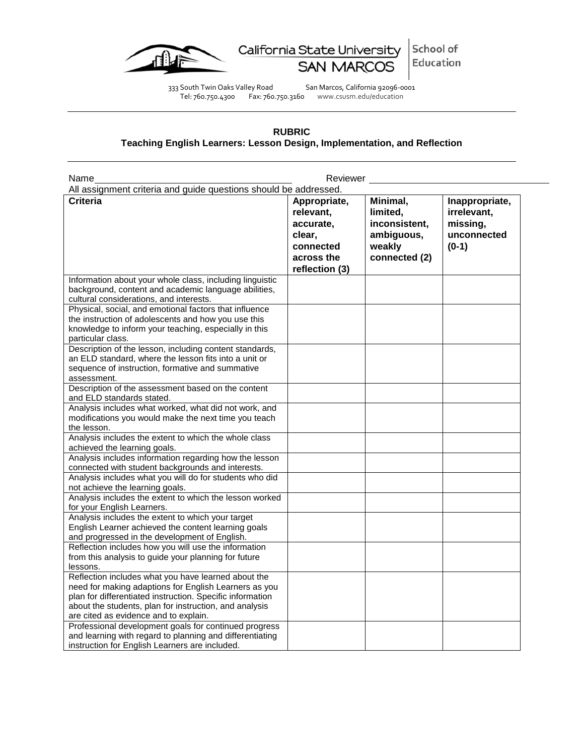California State University SAN MARCOS | School of Education

333 South Twin Oaks Valley Road San Marcos, California 92096-0001
Tel: 760.750.4300 Fax: 760.750.3160 www.csusm.edu/education

---

**RUBRIC**
**Teaching English Learners: Lesson Design, Implementation, and Reflection**

---

Name \_\_\_\_\_\_\_\_\_\_\_\_\_\_\_\_\_\_\_\_\_\_\_\_\_\_\_\_\_\_\_\_ Reviewer \_\_\_\_\_\_\_\_\_\_\_\_\_\_\_\_\_\_\_\_\_\_\_\_\_\_\_\_\_\_\_\_

All assignment criteria and guide questions should be addressed.

| Criteria | Appropriate, relevant, accurate, clear, connected across the reflection (3) | Minimal, limited, inconsistent, ambiguous, weakly connected (2) | Inappropriate, irrelevant, missing, unconnected (0-1) |
|---|---|---|---|
| Information about your whole class, including linguistic background, content and academic language abilities, cultural considerations, and interests. | | | |
| Physical, social, and emotional factors that influence the instruction of adolescents and how you use this knowledge to inform your teaching, especially in this particular class. | | | |
| Description of the lesson, including content standards, an ELD standard, where the lesson fits into a unit or sequence of instruction, formative and summative assessment. | | | |
| Description of the assessment based on the content and ELD standards stated. | | | |
| Analysis includes what worked, what did not work, and modifications you would make the next time you teach the lesson. | | | |
| Analysis includes the extent to which the whole class achieved the learning goals. | | | |
| Analysis includes information regarding how the lesson connected with student backgrounds and interests. | | | |
| Analysis includes what you will do for students who did not achieve the learning goals. | | | |
| Analysis includes the extent to which the lesson worked for your English Learners. | | | |
| Analysis includes the extent to which your target English Learner achieved the content learning goals and progressed in the development of English. | | | |
| Reflection includes how you will use the information from this analysis to guide your planning for future lessons. | | | |
| Reflection includes what you have learned about the need for making adaptions for English Learners as you plan for differentiated instruction. Specific information about the students, plan for instruction, and analysis are cited as evidence and to explain. | | | |
| Professional development goals for continued progress and learning with regard to planning and differentiating instruction for English Learners are included. | | | |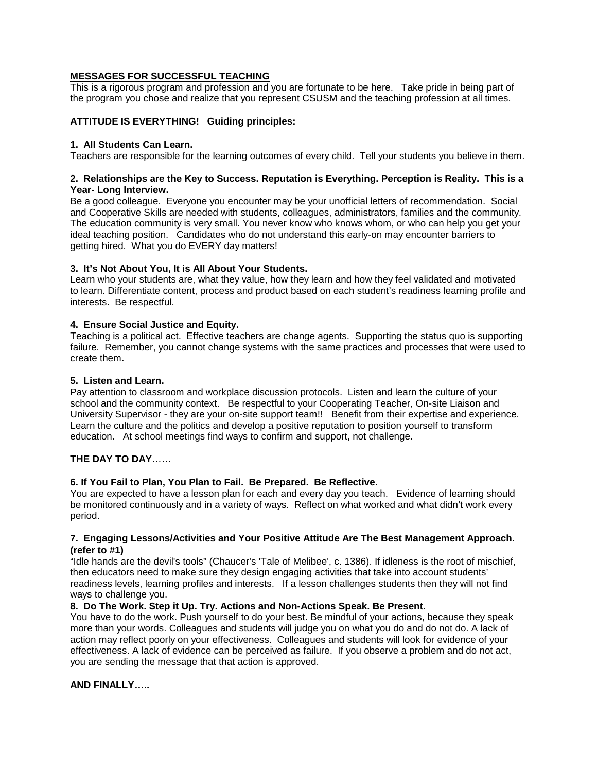## MESSAGES FOR SUCCESSFUL TEACHING

This is a rigorous program and profession and you are fortunate to be here. Take pride in being part of the program you chose and realize that you represent CSUSM and the teaching profession at all times.

### ATTITUDE IS EVERYTHING! Guiding principles:

**1. All Students Can Learn.**

Teachers are responsible for the learning outcomes of every child. Tell your students you believe in them.

**2. Relationships are the Key to Success. Reputation is Everything. Perception is Reality. This is a Year- Long Interview.**

Be a good colleague. Everyone you encounter may be your unofficial letters of recommendation. Social and Cooperative Skills are needed with students, colleagues, administrators, families and the community. The education community is very small. You never know who knows whom, or who can help you get your ideal teaching position. Candidates who do not understand this early-on may encounter barriers to getting hired. What you do EVERY day matters!

**3. It's Not About You, It is All About Your Students.**

Learn who your students are, what they value, how they learn and how they feel validated and motivated to learn. Differentiate content, process and product based on each student's readiness learning profile and interests. Be respectful.

**4. Ensure Social Justice and Equity.**

Teaching is a political act. Effective teachers are change agents. Supporting the status quo is supporting failure. Remember, you cannot change systems with the same practices and processes that were used to create them.

**5. Listen and Learn.**

Pay attention to classroom and workplace discussion protocols. Listen and learn the culture of your school and the community context. Be respectful to your Cooperating Teacher, On-site Liaison and University Supervisor - they are your on-site support team!! Benefit from their expertise and experience. Learn the culture and the politics and develop a positive reputation to position yourself to transform education. At school meetings find ways to confirm and support, not challenge.

### THE DAY TO DAY……

**6. If You Fail to Plan, You Plan to Fail. Be Prepared. Be Reflective.**

You are expected to have a lesson plan for each and every day you teach. Evidence of learning should be monitored continuously and in a variety of ways. Reflect on what worked and what didn't work every period.

**7. Engaging Lessons/Activities and Your Positive Attitude Are The Best Management Approach. (refer to #1)**

"Idle hands are the devil's tools" (Chaucer's 'Tale of Melibee', c. 1386). If idleness is the root of mischief, then educators need to make sure they design engaging activities that take into account students' readiness levels, learning profiles and interests. If a lesson challenges students then they will not find ways to challenge you.

**8. Do The Work. Step it Up. Try. Actions and Non-Actions Speak. Be Present.**

You have to do the work. Push yourself to do your best. Be mindful of your actions, because they speak more than your words. Colleagues and students will judge you on what you do and do not do. A lack of action may reflect poorly on your effectiveness. Colleagues and students will look for evidence of your effectiveness. A lack of evidence can be perceived as failure. If you observe a problem and do not act, you are sending the message that that action is approved.

### AND FINALLY…..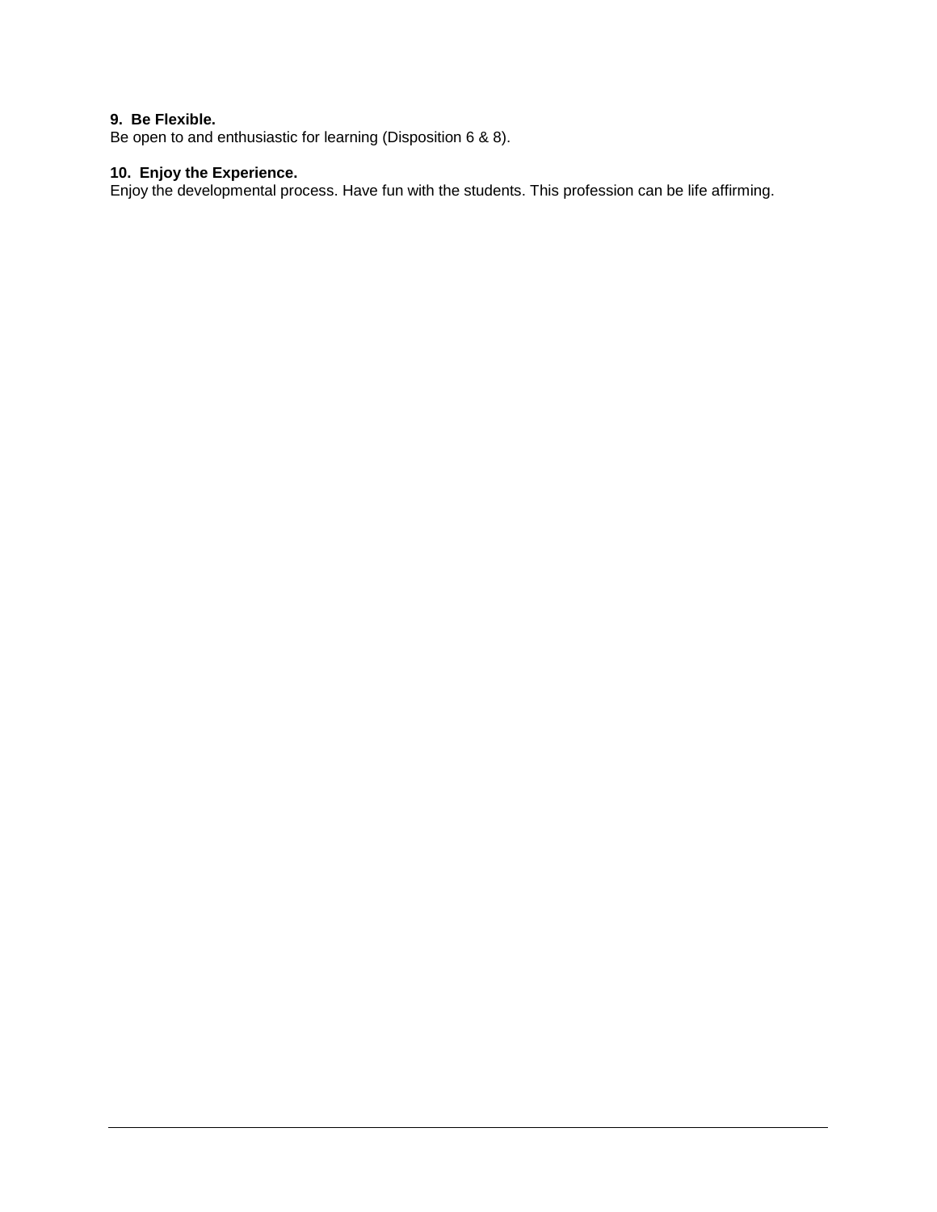**9. Be Flexible.**
Be open to and enthusiastic for learning (Disposition 6 & 8).

**10. Enjoy the Experience.**
Enjoy the developmental process. Have fun with the students. This profession can be life affirming.